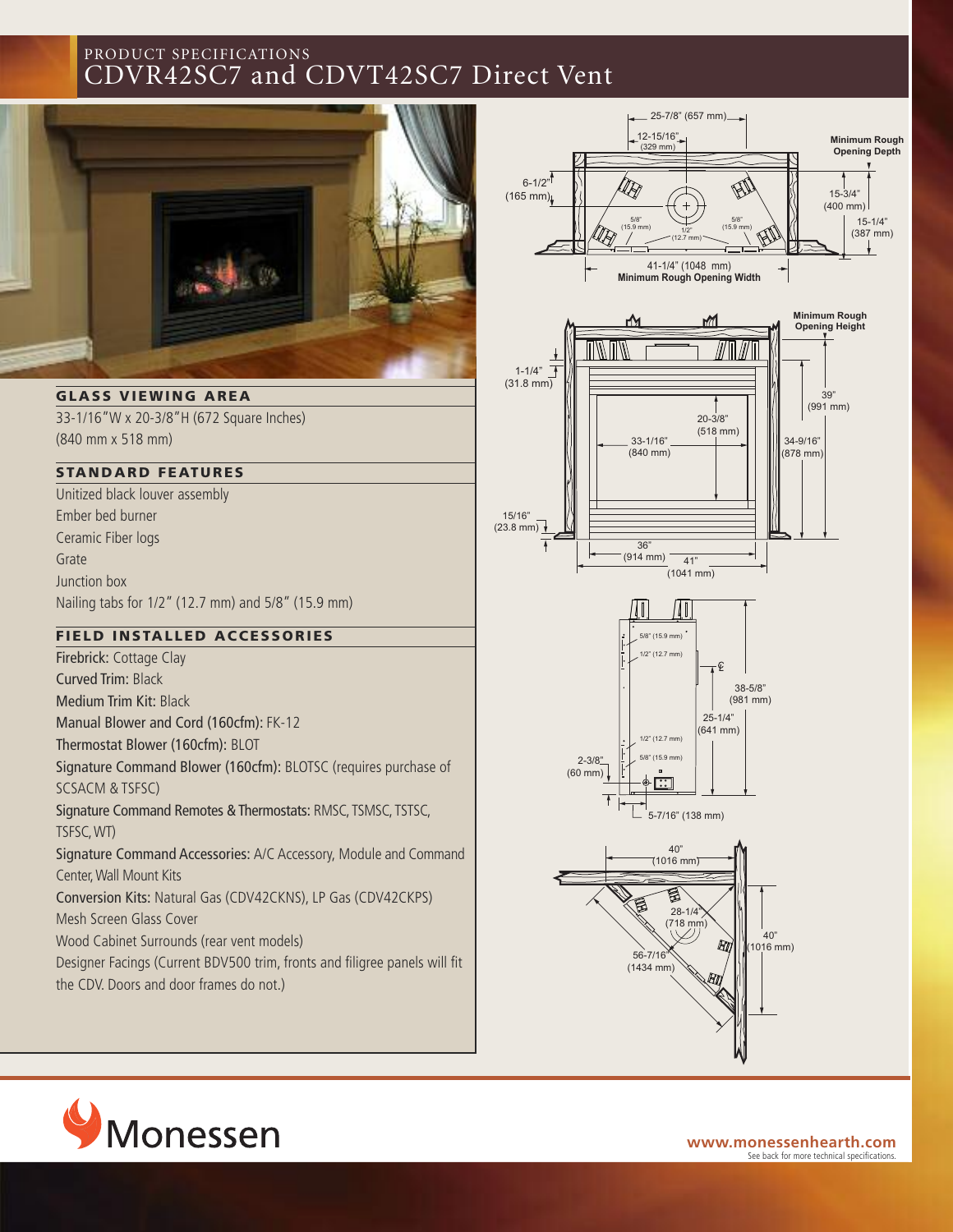PRODUCT SPECIFICATIONS

# CDVR42SC7 and CDVT42SC7 Direct Vent

## GLASS VIEWING AREA

33-1/16"W x 20-3/8"H (672 Square Inches)
(840 mm x 518 mm)

## STANDARD FEATURES

- Unitized black louver assembly
- Ember bed burner
- Ceramic Fiber logs
- Grate
- Junction box
- Nailing tabs for 1/2" (12.7 mm) and 5/8" (15.9 mm)

## FIELD INSTALLED ACCESSORIES

- Firebrick: Cottage Clay
- Curved Trim: Black
- Medium Trim Kit: Black
- Manual Blower and Cord (160cfm): FK-12
- Thermostat Blower (160cfm): BLOT
- Signature Command Blower (160cfm): BLOTSC (requires purchase of SCSACM & TSFSC)
- Signature Command Remotes & Thermostats: RMSC, TSMSC, TSTSC, TSFSC, WT)
- Signature Command Accessories: A/C Accessory, Module and Command Center, Wall Mount Kits
- Conversion Kits: Natural Gas (CDV42CKNS), LP Gas (CDV42CKPS)
- Mesh Screen Glass Cover
- Wood Cabinet Surrounds (rear vent models)
- Designer Facings (Current BDV500 trim, fronts and filigree panels will fit the CDV. Doors and door frames do not.)

25-7/8" (657 mm)
12-15/16" (329 mm)
6-1/2" (165 mm)
5/8" (15.9 mm)
1/2" (12.7 mm)
5/8" (15.9 mm)
Minimum Rough Opening Depth
15-3/4" (400 mm)
15-1/4" (387 mm)
41-1/4" (1048 mm)
Minimum Rough Opening Width

Minimum Rough Opening Height
1-1/4" (31.8 mm)
20-3/8" (518 mm)
33-1/16" (840 mm)
39" (991 mm)
34-9/16" (878 mm)
15/16" (23.8 mm)
36" (914 mm)
41" (1041 mm)

5/8" (15.9 mm)
1/2" (12.7 mm)
38-5/8" (981 mm)
25-1/4" (641 mm)
1/2" (12.7 mm)
5/8" (15.9 mm)
2-3/8" (60 mm)
5-7/16" (138 mm)

40" (1016 mm)
28-1/4" (718 mm)
40" (1016 mm)
56-7/16" (1434 mm)

Monessen

www.monessenhearth.com
See back for more technical specifications.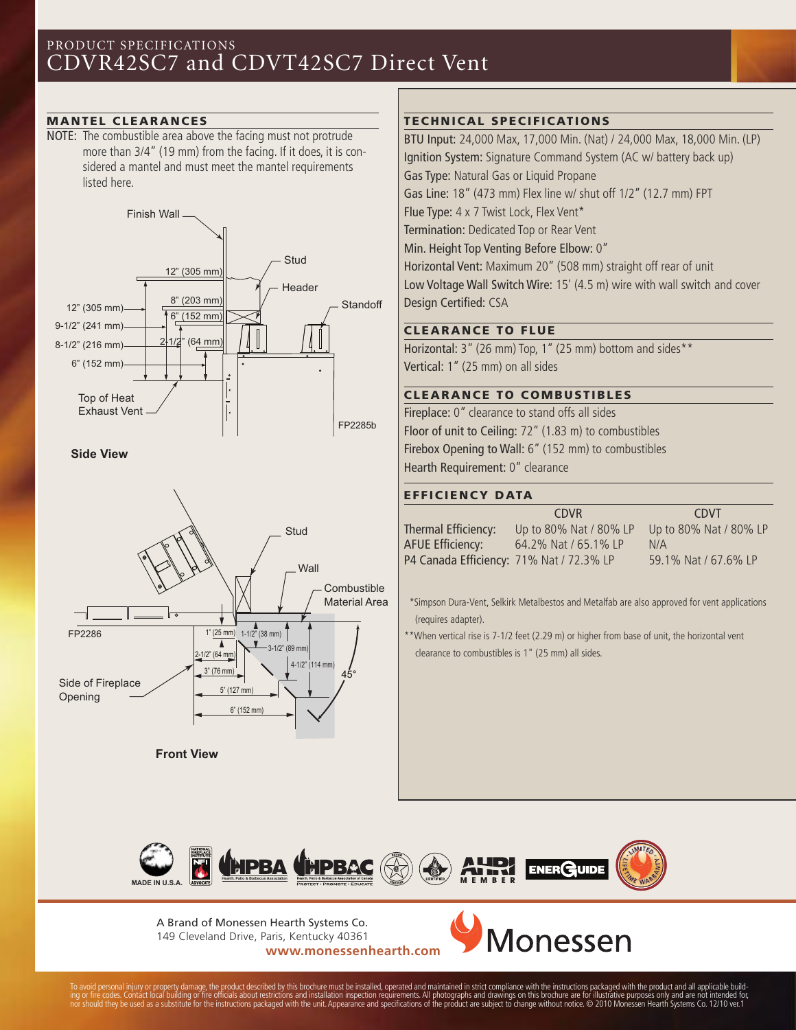PRODUCT SPECIFICATIONS

# CDVR42SC7 and CDVT42SC7 Direct Vent

## MANTEL CLEARANCES

NOTE: The combustible area above the facing must not protrude more than 3/4" (19 mm) from the facing. If it does, it is considered a mantel and must meet the mantel requirements listed here.

Finish Wall
Stud
Header
Standoff
12" (305 mm)
8" (203 mm)
6" (152 mm)
2-1/2" (64 mm)
12" (305 mm)
9-1/2" (241 mm)
8-1/2" (216 mm)
6" (152 mm)
Top of Heat Exhaust Vent
FP2285b

**Side View**

Stud
Wall
Combustible Material Area
FP2286
1" (25 mm)
1-1/2" (38 mm)
3-1/2" (89 mm)
2-1/2" (64 mm)
4-1/2" (114 mm)
3" (76 mm)
45°
5" (127 mm)
6" (152 mm)
Side of Fireplace Opening

**Front View**

## TECHNICAL SPECIFICATIONS

BTU Input: 24,000 Max, 17,000 Min. (Nat) / 24,000 Max, 18,000 Min. (LP)
Ignition System: Signature Command System (AC w/ battery back up)
Gas Type: Natural Gas or Liquid Propane
Gas Line: 18" (473 mm) Flex line w/ shut off 1/2" (12.7 mm) FPT
Flue Type: 4 x 7 Twist Lock, Flex Vent*
Termination: Dedicated Top or Rear Vent
Min. Height Top Venting Before Elbow: 0"
Horizontal Vent: Maximum 20" (508 mm) straight off rear of unit
Low Voltage Wall Switch Wire: 15' (4.5 m) wire with wall switch and cover
Design Certified: CSA

## CLEARANCE TO FLUE

Horizontal: 3" (26 mm) Top, 1" (25 mm) bottom and sides**
Vertical: 1" (25 mm) on all sides

## CLEARANCE TO COMBUSTIBLES

Fireplace: 0" clearance to stand offs all sides
Floor of unit to Ceiling: 72" (1.83 m) to combustibles
Firebox Opening to Wall: 6" (152 mm) to combustibles
Hearth Requirement: 0" clearance

## EFFICIENCY DATA

| | CDVR | CDVT |
|---|---|---|
| Thermal Efficiency: | Up to 80% Nat / 80% LP | Up to 80% Nat / 80% LP |
| AFUE Efficiency: | 64.2% Nat / 65.1% LP | N/A |
| P4 Canada Efficiency: | 71% Nat / 72.3% LP | 59.1% Nat / 67.6% LP |

*Simpson Dura-Vent, Selkirk Metalbestos and Metalfab are also approved for vent applications (requires adapter).

**When vertical rise is 7-1/2 feet (2.29 m) or higher from base of unit, the horizontal vent clearance to combustibles is 1" (25 mm) all sides.

MADE IN U.S.A.

A Brand of Monessen Hearth Systems Co.
149 Cleveland Drive, Paris, Kentucky 40361
www.monessenhearth.com

Monessen

To avoid personal injury or property damage, the product described by this brochure must be installed, operated and maintained in strict compliance with the instructions packaged with the product and all applicable building or fire codes. Contact local building or fire officials about restrictions and installation inspection requirements. All photographs and drawings on this brochure are for illustrative purposes only and are not intended for, nor should they be used as a substitute for the instructions packaged with the unit. Appearance and specifications of the product are subject to change without notice. © 2010 Monessen Hearth Systems Co. 12/10 ver.1